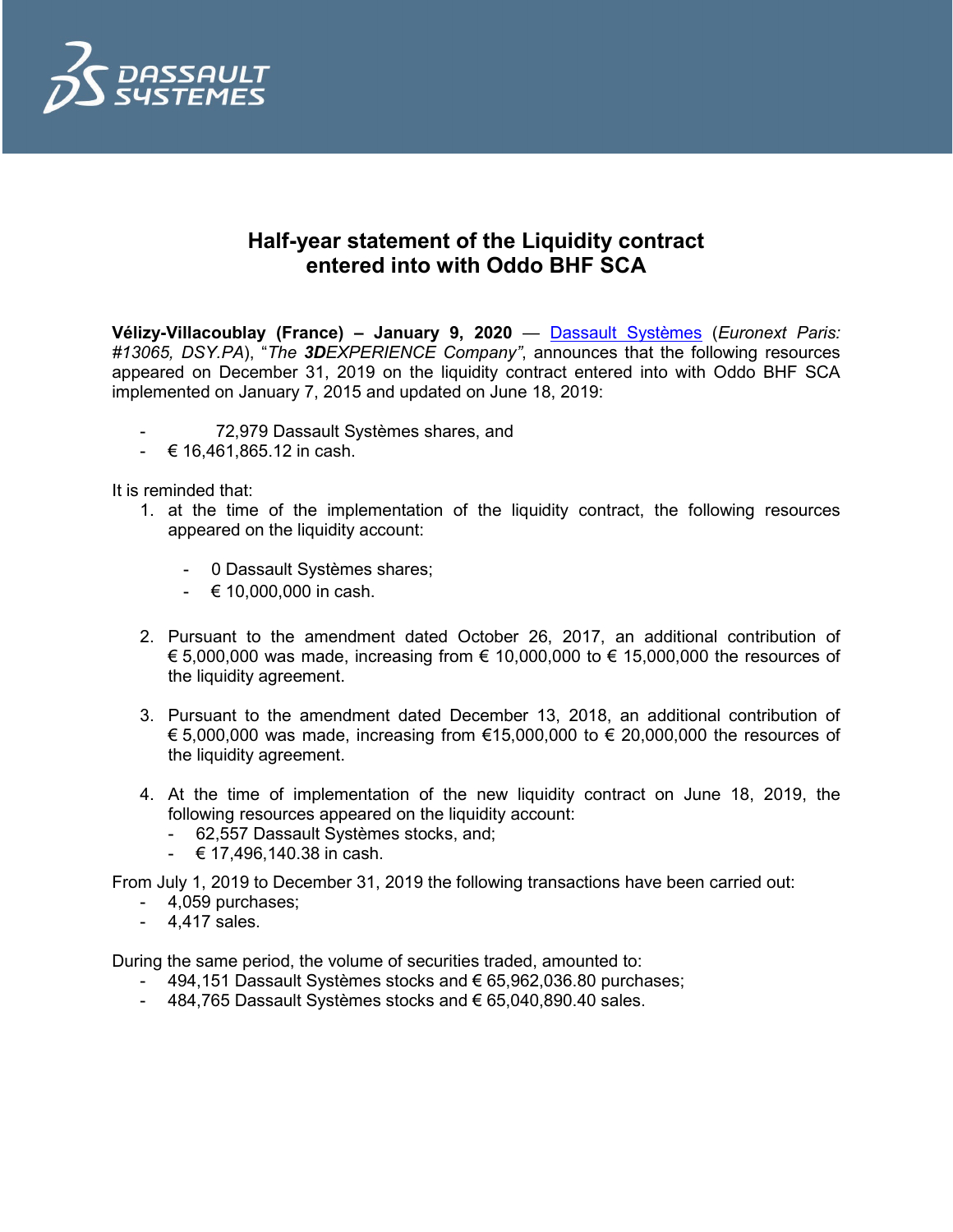# Half-year statement of the Liquidity contract entered into with Oddo BHF SCA

**Vélizy-Villacoublay (France) – January 9, 2020** — Dassault Systèmes (*Euronext Paris: #13065, DSY.PA*), "*The* ***3D****EXPERIENCE Company"*, announces that the following resources appeared on December 31, 2019 on the liquidity contract entered into with Oddo BHF SCA implemented on January 7, 2015 and updated on June 18, 2019:

- 72,979 Dassault Systèmes shares, and
- € 16,461,865.12 in cash.

It is reminded that:

1. at the time of the implementation of the liquidity contract, the following resources appeared on the liquidity account:
   - 0 Dassault Systèmes shares;
   - € 10,000,000 in cash.

2. Pursuant to the amendment dated October 26, 2017, an additional contribution of € 5,000,000 was made, increasing from € 10,000,000 to € 15,000,000 the resources of the liquidity agreement.

3. Pursuant to the amendment dated December 13, 2018, an additional contribution of € 5,000,000 was made, increasing from €15,000,000 to € 20,000,000 the resources of the liquidity agreement.

4. At the time of implementation of the new liquidity contract on June 18, 2019, the following resources appeared on the liquidity account:
   - 62,557 Dassault Systèmes stocks, and;
   - € 17,496,140.38 in cash.

From July 1, 2019 to December 31, 2019 the following transactions have been carried out:

- 4,059 purchases;
- 4,417 sales.

During the same period, the volume of securities traded, amounted to:

- 494,151 Dassault Systèmes stocks and € 65,962,036.80 purchases;
- 484,765 Dassault Systèmes stocks and € 65,040,890.40 sales.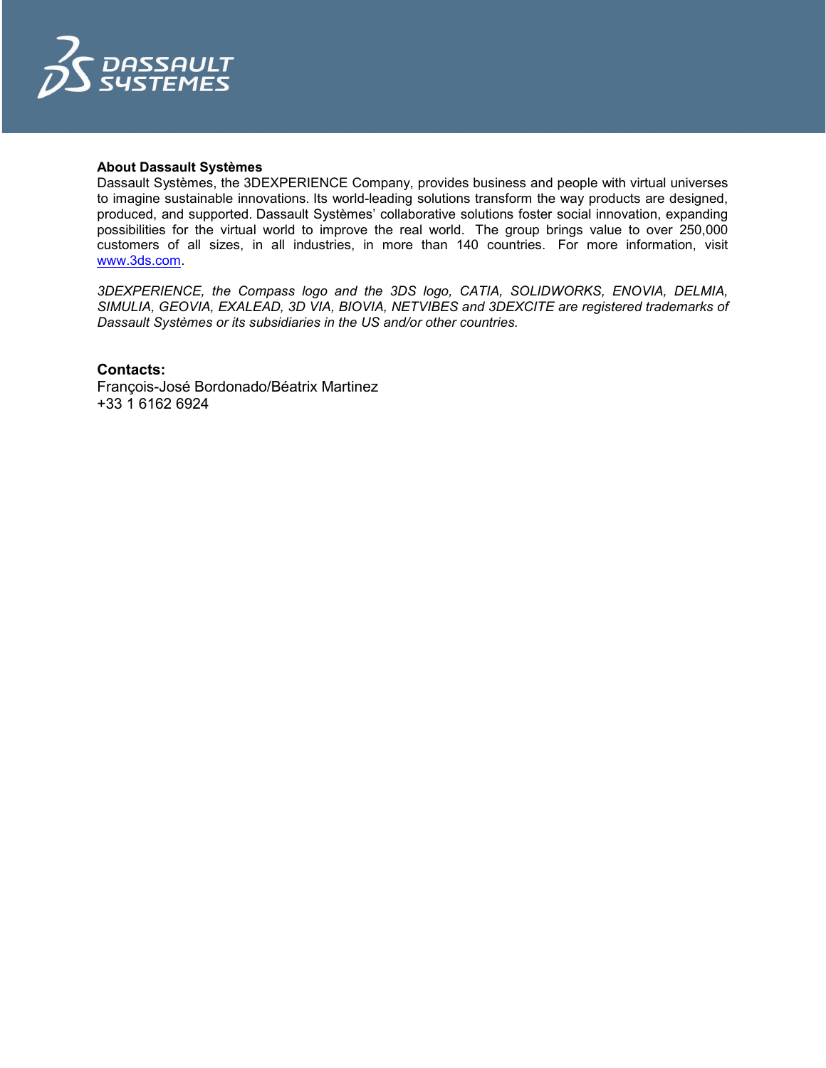**About Dassault Systèmes**

Dassault Systèmes, the 3DEXPERIENCE Company, provides business and people with virtual universes to imagine sustainable innovations. Its world-leading solutions transform the way products are designed, produced, and supported. Dassault Systèmes' collaborative solutions foster social innovation, expanding possibilities for the virtual world to improve the real world. The group brings value to over 250,000 customers of all sizes, in all industries, in more than 140 countries. For more information, visit www.3ds.com.

*3DEXPERIENCE, the Compass logo and the 3DS logo, CATIA, SOLIDWORKS, ENOVIA, DELMIA, SIMULIA, GEOVIA, EXALEAD, 3D VIA, BIOVIA, NETVIBES and 3DEXCITE are registered trademarks of Dassault Systèmes or its subsidiaries in the US and/or other countries.*

**Contacts:**

François-José Bordonado/Béatrix Martinez
+33 1 6162 6924